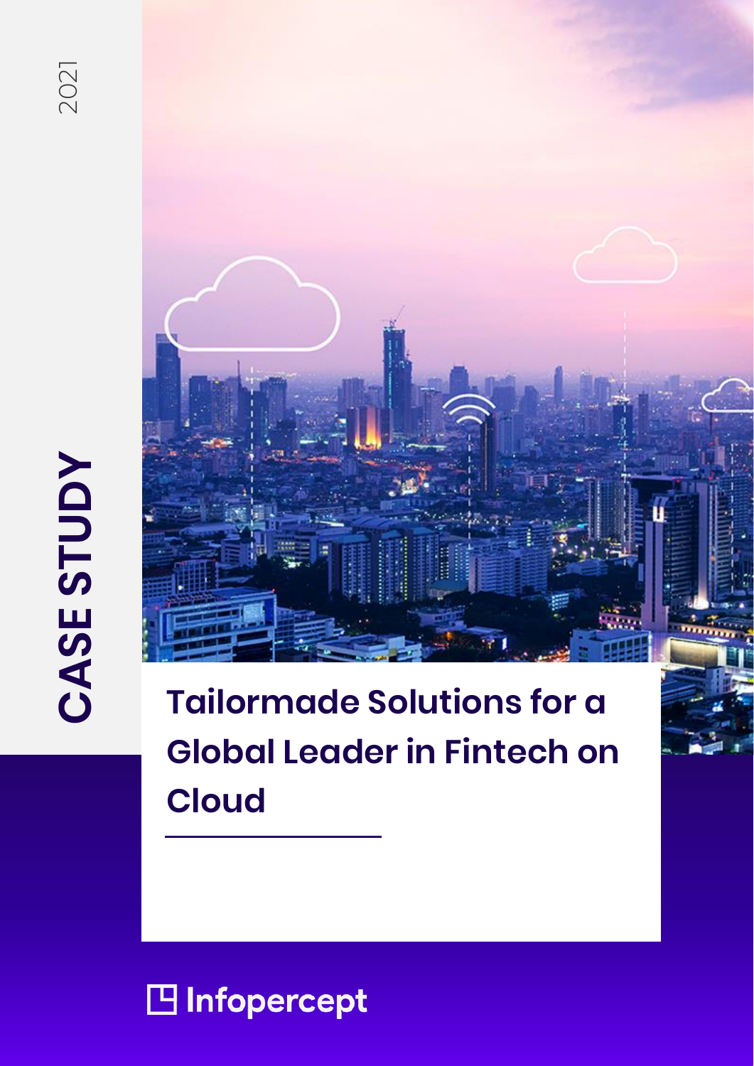2021

CASE STUDY

# Tailormade Solutions for a Global Leader in Fintech on Cloud

Infopercept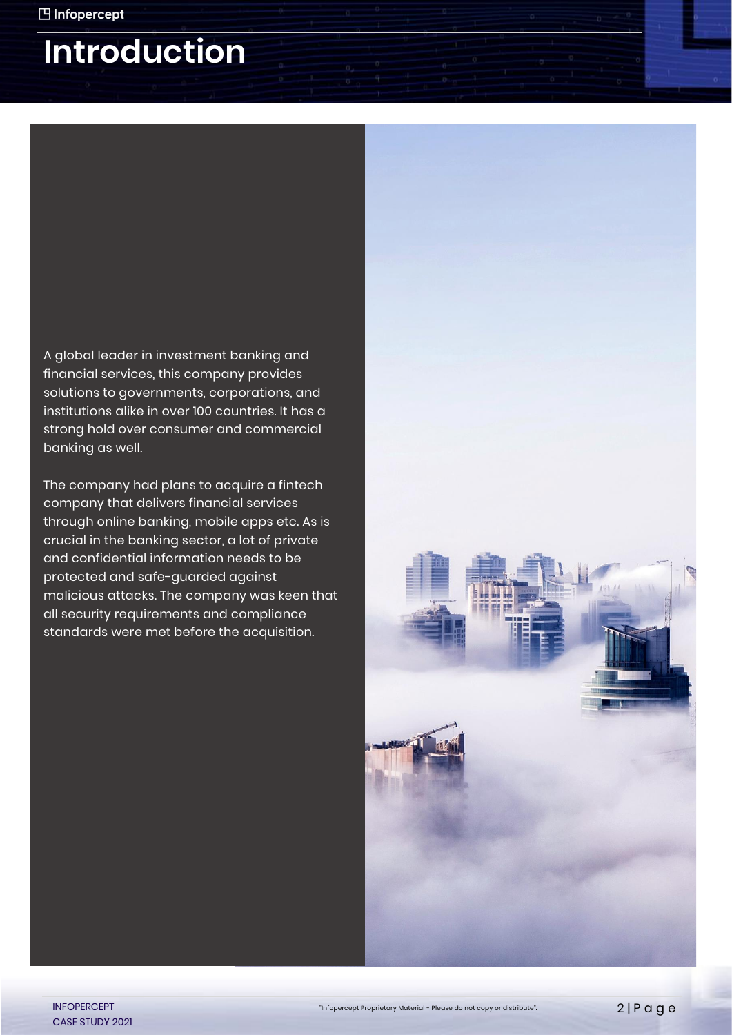# Introduction

A global leader in investment banking and financial services, this company provides solutions to governments, corporations, and institutions alike in over 100 countries. It has a strong hold over consumer and commercial banking as well.

The company had plans to acquire a fintech company that delivers financial services through online banking, mobile apps etc. As is crucial in the banking sector, a lot of private and confidential information needs to be protected and safe-guarded against malicious attacks. The company was keen that all security requirements and compliance standards were met before the acquisition.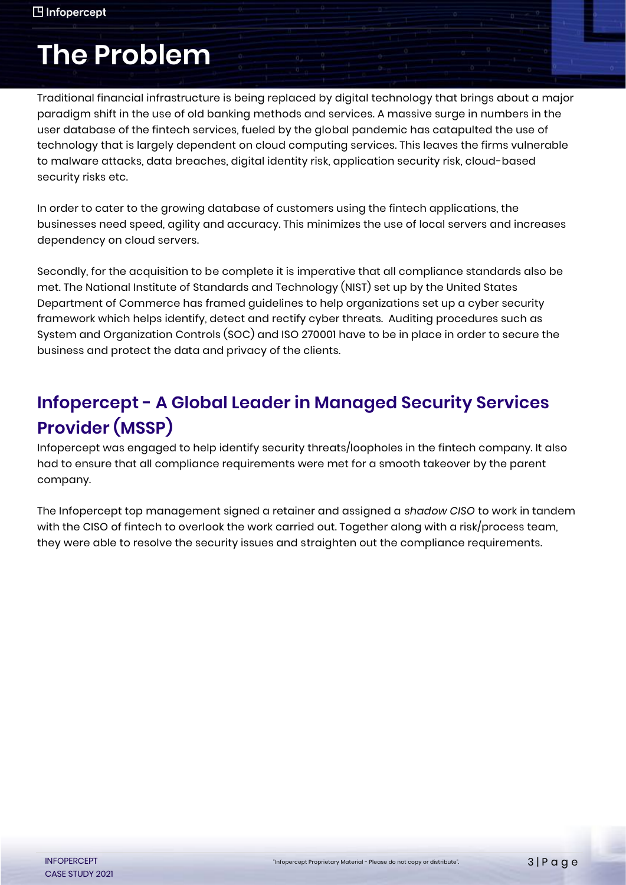# The Problem

Traditional financial infrastructure is being replaced by digital technology that brings about a major paradigm shift in the use of old banking methods and services. A massive surge in numbers in the user database of the fintech services, fueled by the global pandemic has catapulted the use of technology that is largely dependent on cloud computing services. This leaves the firms vulnerable to malware attacks, data breaches, digital identity risk, application security risk, cloud-based security risks etc.

In order to cater to the growing database of customers using the fintech applications, the businesses need speed, agility and accuracy. This minimizes the use of local servers and increases dependency on cloud servers.

Secondly, for the acquisition to be complete it is imperative that all compliance standards also be met. The National Institute of Standards and Technology (NIST) set up by the United States Department of Commerce has framed guidelines to help organizations set up a cyber security framework which helps identify, detect and rectify cyber threats. Auditing procedures such as System and Organization Controls (SOC) and ISO 270001 have to be in place in order to secure the business and protect the data and privacy of the clients.

## Infopercept - A Global Leader in Managed Security Services Provider (MSSP)

Infopercept was engaged to help identify security threats/loopholes in the fintech company. It also had to ensure that all compliance requirements were met for a smooth takeover by the parent company.

The Infopercept top management signed a retainer and assigned a *shadow CISO* to work in tandem with the CISO of fintech to overlook the work carried out. Together along with a risk/process team, they were able to resolve the security issues and straighten out the compliance requirements.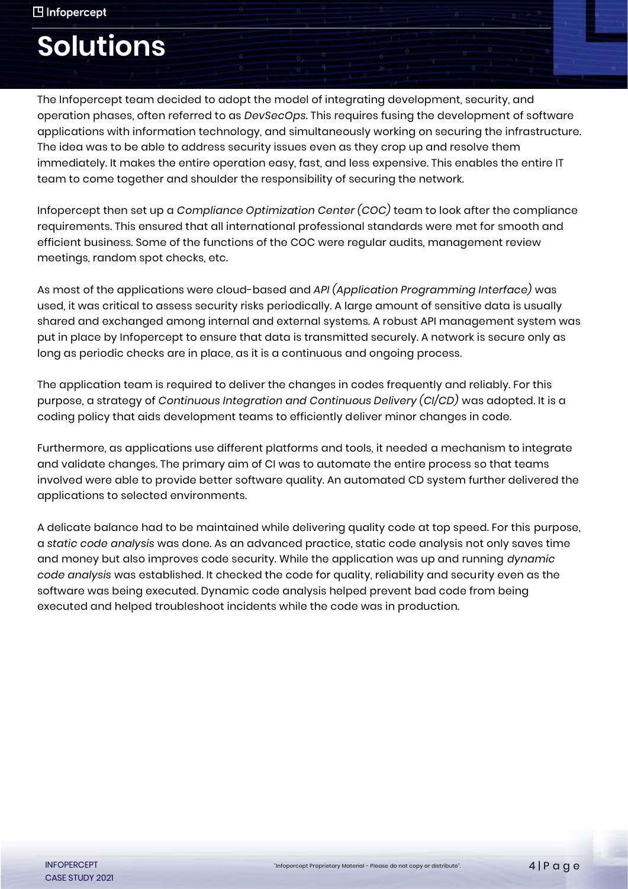# Solutions

The Infopercept team decided to adopt the model of integrating development, security, and operation phases, often referred to as *DevSecOps*. This requires fusing the development of software applications with information technology, and simultaneously working on securing the infrastructure. The idea was to be able to address security issues even as they crop up and resolve them immediately. It makes the entire operation easy, fast, and less expensive. This enables the entire IT team to come together and shoulder the responsibility of securing the network.

Infopercept then set up a *Compliance Optimization Center (COC)* team to look after the compliance requirements. This ensured that all international professional standards were met for smooth and efficient business. Some of the functions of the COC were regular audits, management review meetings, random spot checks, etc.

As most of the applications were cloud-based and *API (Application Programming Interface)* was used, it was critical to assess security risks periodically. A large amount of sensitive data is usually shared and exchanged among internal and external systems. A robust API management system was put in place by Infopercept to ensure that data is transmitted securely. A network is secure only as long as periodic checks are in place, as it is a continuous and ongoing process.

The application team is required to deliver the changes in codes frequently and reliably. For this purpose, a strategy of *Continuous Integration and Continuous Delivery (CI/CD)* was adopted. It is a coding policy that aids development teams to efficiently deliver minor changes in code.

Furthermore, as applications use different platforms and tools, it needed a mechanism to integrate and validate changes. The primary aim of CI was to automate the entire process so that teams involved were able to provide better software quality. An automated CD system further delivered the applications to selected environments.

A delicate balance had to be maintained while delivering quality code at top speed. For this purpose, a *static code analysis* was done. As an advanced practice, static code analysis not only saves time and money but also improves code security. While the application was up and running *dynamic code analysis* was established. It checked the code for quality, reliability and security even as the software was being executed. Dynamic code analysis helped prevent bad code from being executed and helped troubleshoot incidents while the code was in production.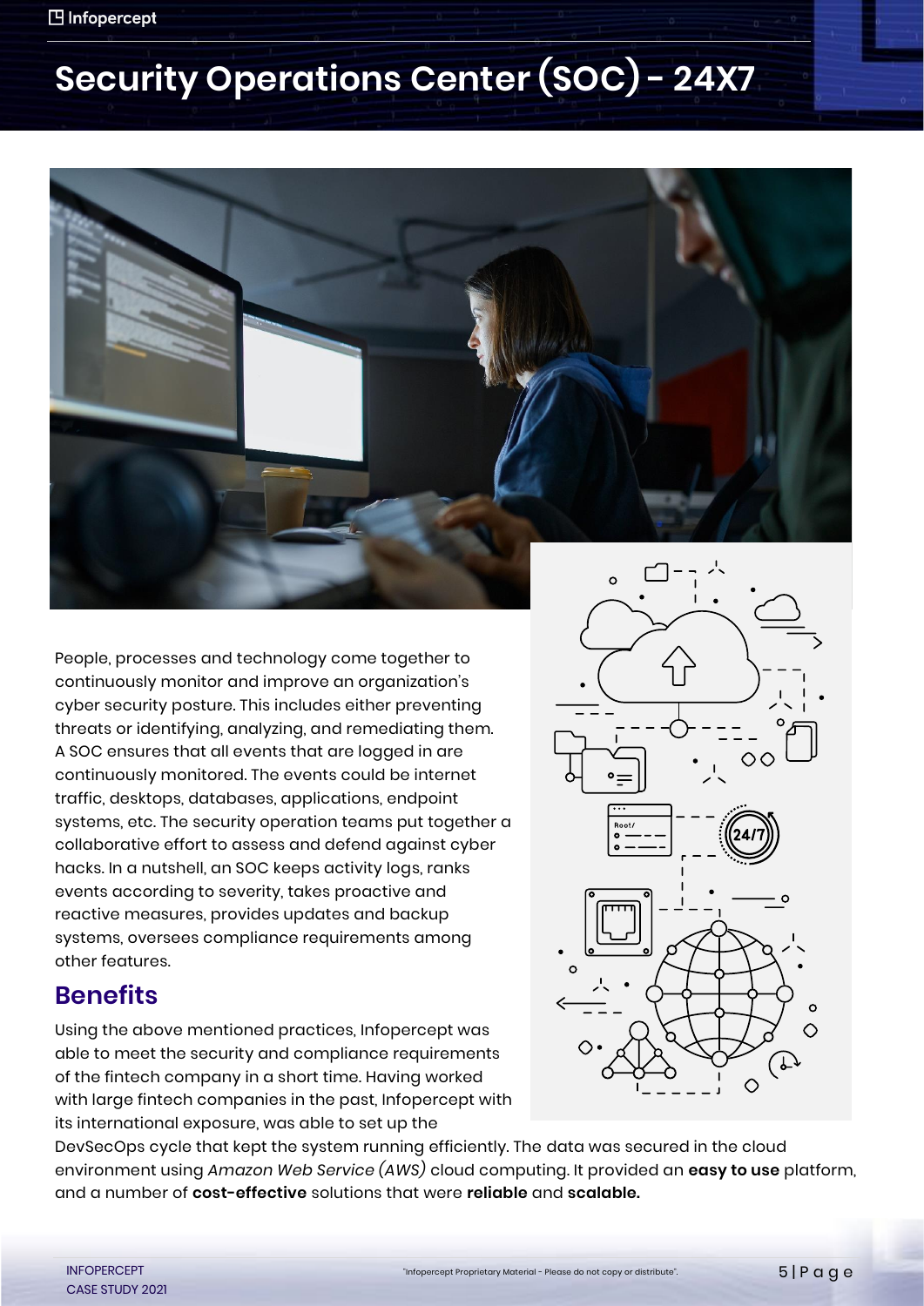# Security Operations Center (SOC) - 24X7

People, processes and technology come together to continuously monitor and improve an organization's cyber security posture. This includes either preventing threats or identifying, analyzing, and remediating them. A SOC ensures that all events that are logged in are continuously monitored. The events could be internet traffic, desktops, databases, applications, endpoint systems, etc. The security operation teams put together a collaborative effort to assess and defend against cyber hacks. In a nutshell, an SOC keeps activity logs, ranks events according to severity, takes proactive and reactive measures, provides updates and backup systems, oversees compliance requirements among other features.

## Benefits

Using the above mentioned practices, Infopercept was able to meet the security and compliance requirements of the fintech company in a short time. Having worked with large fintech companies in the past, Infopercept with its international exposure, was able to set up the DevSecOps cycle that kept the system running efficiently. The data was secured in the cloud environment using *Amazon Web Service (AWS)* cloud computing. It provided an **easy to use** platform, and a number of **cost-effective** solutions that were **reliable** and **scalable.**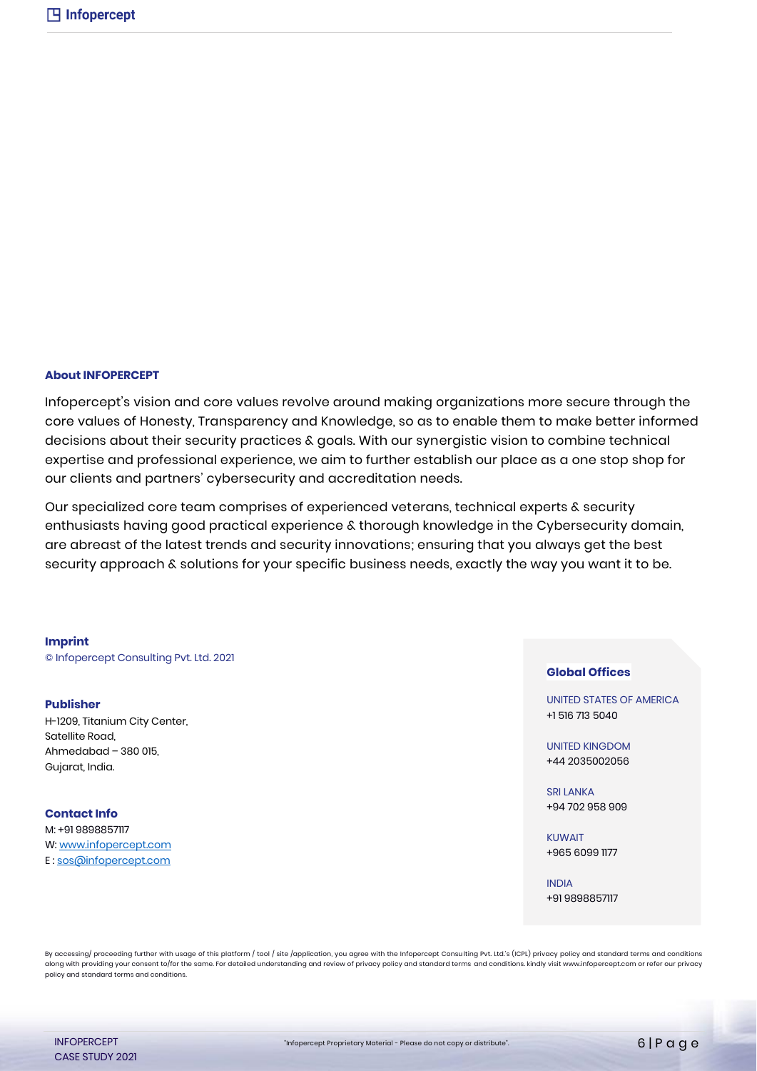**About INFOPERCEPT**

Infopercept's vision and core values revolve around making organizations more secure through the core values of Honesty, Transparency and Knowledge, so as to enable them to make better informed decisions about their security practices & goals. With our synergistic vision to combine technical expertise and professional experience, we aim to further establish our place as a one stop shop for our clients and partners' cybersecurity and accreditation needs.

Our specialized core team comprises of experienced veterans, technical experts & security enthusiasts having good practical experience & thorough knowledge in the Cybersecurity domain, are abreast of the latest trends and security innovations; ensuring that you always get the best security approach & solutions for your specific business needs, exactly the way you want it to be.

**Imprint**
© Infopercept Consulting Pvt. Ltd. 2021

**Publisher**
H-1209, Titanium City Center,
Satellite Road,
Ahmedabad – 380 015,
Gujarat, India.

**Contact Info**
M: +91 9898857117
W: www.infopercept.com
E : sos@infopercept.com

**Global Offices**

UNITED STATES OF AMERICA
+1 516 713 5040

UNITED KINGDOM
+44 2035002056

SRI LANKA
+94 702 958 909

KUWAIT
+965 6099 1177

INDIA
+91 9898857117

By accessing/ proceeding further with usage of this platform / tool / site /application, you agree with the Infopercept Consulting Pvt. Ltd.'s (ICPL) privacy policy and standard terms and conditions along with providing your consent to/for the same. For detailed understanding and review of privacy policy and standard terms and conditions. kindly visit www.infopercept.com or refer our privacy policy and standard terms and conditions.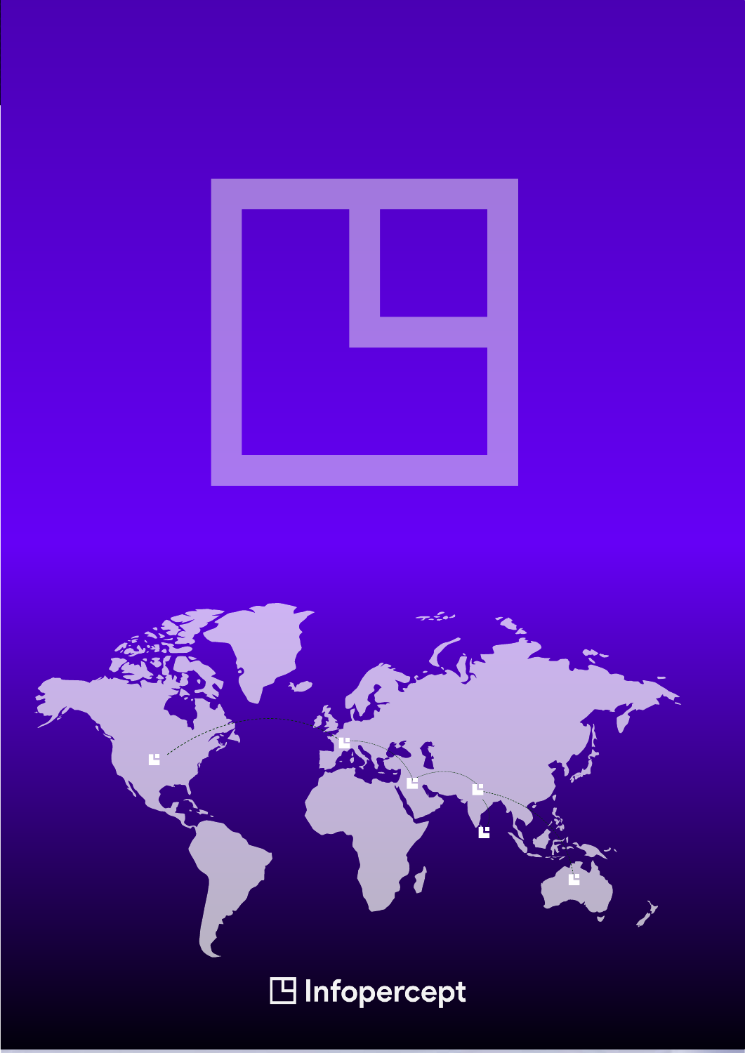Infopercept